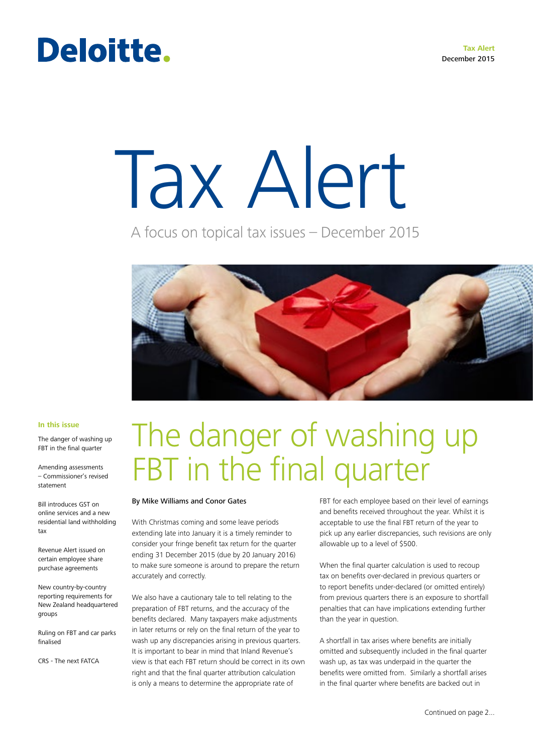Deloitte.

**Tax Alert**
December 2015

# Tax Alert

A focus on topical tax issues – December 2015

**In this issue**

The danger of washing up FBT in the final quarter

Amending assessments – Commissioner's revised statement

Bill introduces GST on online services and a new residential land withholding tax

Revenue Alert issued on certain employee share purchase agreements

New country-by-country reporting requirements for New Zealand headquartered groups

Ruling on FBT and car parks finalised

CRS - The next FATCA

## The danger of washing up FBT in the final quarter

**By Mike Williams and Conor Gates**

With Christmas coming and some leave periods extending late into January it is a timely reminder to consider your fringe benefit tax return for the quarter ending 31 December 2015 (due by 20 January 2016) to make sure someone is around to prepare the return accurately and correctly.

We also have a cautionary tale to tell relating to the preparation of FBT returns, and the accuracy of the benefits declared. Many taxpayers make adjustments in later returns or rely on the final return of the year to wash up any discrepancies arising in previous quarters. It is important to bear in mind that Inland Revenue's view is that each FBT return should be correct in its own right and that the final quarter attribution calculation is only a means to determine the appropriate rate of FBT for each employee based on their level of earnings and benefits received throughout the year. Whilst it is acceptable to use the final FBT return of the year to pick up any earlier discrepancies, such revisions are only allowable up to a level of $500.

When the final quarter calculation is used to recoup tax on benefits over-declared in previous quarters or to report benefits under-declared (or omitted entirely) from previous quarters there is an exposure to shortfall penalties that can have implications extending further than the year in question.

A shortfall in tax arises where benefits are initially omitted and subsequently included in the final quarter wash up, as tax was underpaid in the quarter the benefits were omitted from. Similarly a shortfall arises in the final quarter where benefits are backed out in

Continued on page 2...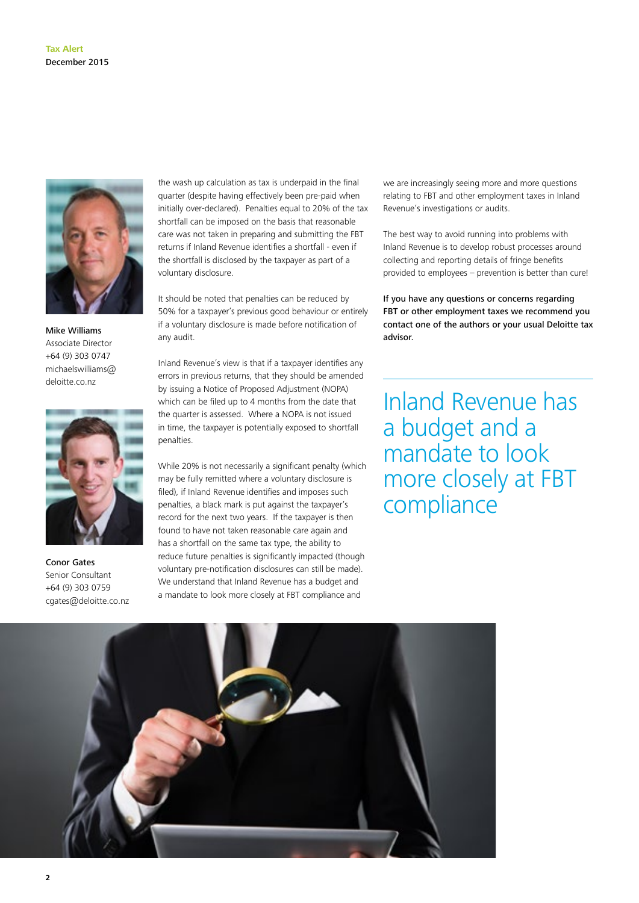**Mike Williams**
Associate Director
+64 (9) 303 0747
michaelswilliams@deloitte.co.nz

**Conor Gates**
Senior Consultant
+64 (9) 303 0759
cgates@deloitte.co.nz

the wash up calculation as tax is underpaid in the final quarter (despite having effectively been pre-paid when initially over-declared). Penalties equal to 20% of the tax shortfall can be imposed on the basis that reasonable care was not taken in preparing and submitting the FBT returns if Inland Revenue identifies a shortfall - even if the shortfall is disclosed by the taxpayer as part of a voluntary disclosure.

It should be noted that penalties can be reduced by 50% for a taxpayer's previous good behaviour or entirely if a voluntary disclosure is made before notification of any audit.

Inland Revenue's view is that if a taxpayer identifies any errors in previous returns, that they should be amended by issuing a Notice of Proposed Adjustment (NOPA) which can be filed up to 4 months from the date that the quarter is assessed. Where a NOPA is not issued in time, the taxpayer is potentially exposed to shortfall penalties.

While 20% is not necessarily a significant penalty (which may be fully remitted where a voluntary disclosure is filed), if Inland Revenue identifies and imposes such penalties, a black mark is put against the taxpayer's record for the next two years. If the taxpayer is then found to have not taken reasonable care again and has a shortfall on the same tax type, the ability to reduce future penalties is significantly impacted (though voluntary pre-notification disclosures can still be made). We understand that Inland Revenue has a budget and a mandate to look more closely at FBT compliance and we are increasingly seeing more and more questions relating to FBT and other employment taxes in Inland Revenue's investigations or audits.

The best way to avoid running into problems with Inland Revenue is to develop robust processes around collecting and reporting details of fringe benefits provided to employees – prevention is better than cure!

**If you have any questions or concerns regarding FBT or other employment taxes we recommend you contact one of the authors or your usual Deloitte tax advisor.**

> Inland Revenue has a budget and a mandate to look more closely at FBT compliance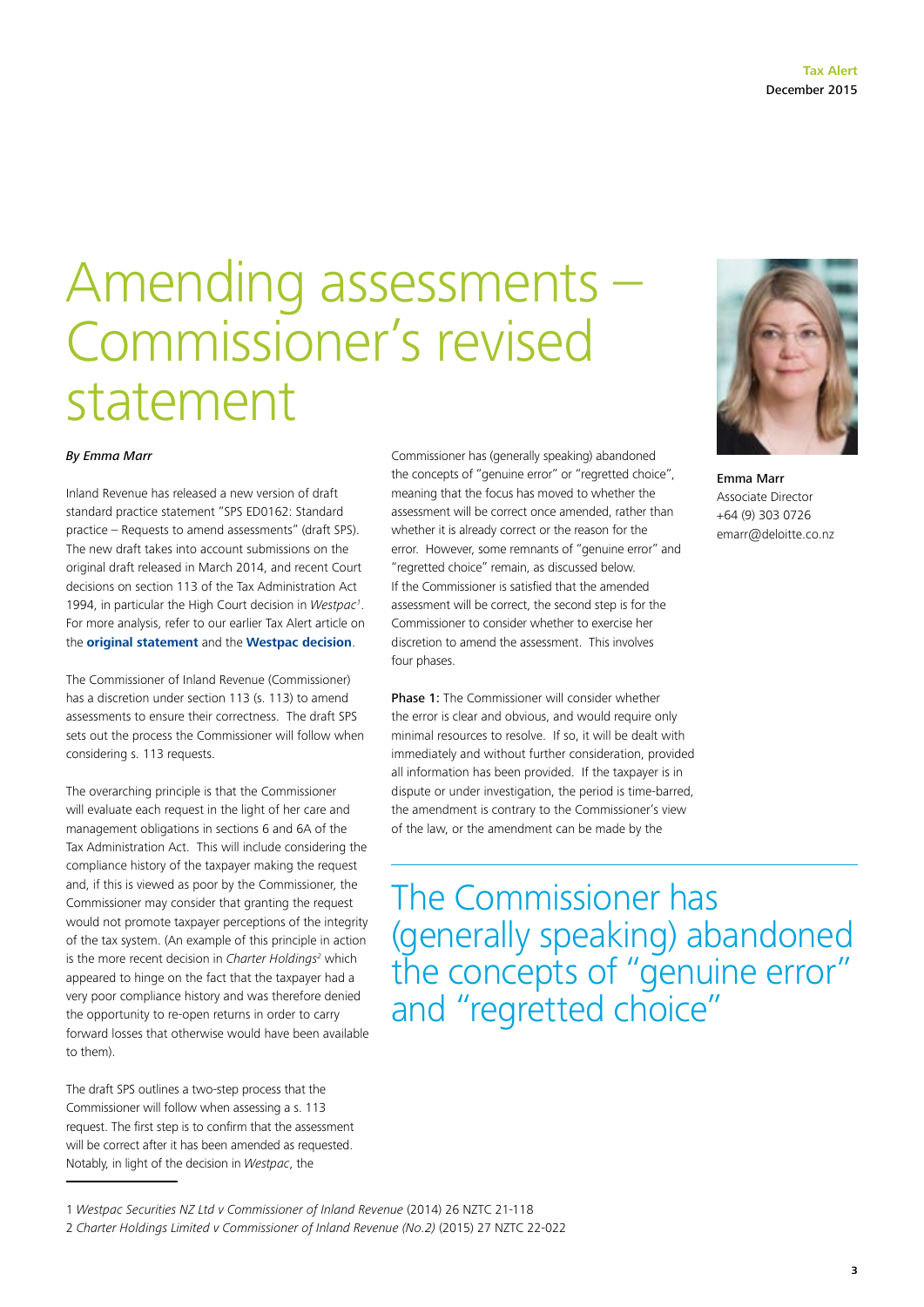# Amending assessments – Commissioner's revised statement

*By Emma Marr*

Emma Marr
Associate Director
+64 (9) 303 0726
emarr@deloitte.co.nz

Inland Revenue has released a new version of draft standard practice statement "SPS ED0162: Standard practice – Requests to amend assessments" (draft SPS). The new draft takes into account submissions on the original draft released in March 2014, and recent Court decisions on section 113 of the Tax Administration Act 1994, in particular the High Court decision in *Westpac*[1]. For more analysis, refer to our earlier Tax Alert article on the **original statement** and the **Westpac decision**.

The Commissioner of Inland Revenue (Commissioner) has a discretion under section 113 (s. 113) to amend assessments to ensure their correctness. The draft SPS sets out the process the Commissioner will follow when considering s. 113 requests.

The overarching principle is that the Commissioner will evaluate each request in the light of her care and management obligations in sections 6 and 6A of the Tax Administration Act. This will include considering the compliance history of the taxpayer making the request and, if this is viewed as poor by the Commissioner, the Commissioner may consider that granting the request would not promote taxpayer perceptions of the integrity of the tax system. (An example of this principle in action is the more recent decision in *Charter Holdings*[2] which appeared to hinge on the fact that the taxpayer had a very poor compliance history and was therefore denied the opportunity to re-open returns in order to carry forward losses that otherwise would have been available to them).

The draft SPS outlines a two-step process that the Commissioner will follow when assessing a s. 113 request. The first step is to confirm that the assessment will be correct after it has been amended as requested. Notably, in light of the decision in *Westpac*, the Commissioner has (generally speaking) abandoned the concepts of "genuine error" or "regretted choice", meaning that the focus has moved to whether the assessment will be correct once amended, rather than whether it is already correct or the reason for the error. However, some remnants of "genuine error" and "regretted choice" remain, as discussed below. If the Commissioner is satisfied that the amended assessment will be correct, the second step is for the Commissioner to consider whether to exercise her discretion to amend the assessment. This involves four phases.

**Phase 1:** The Commissioner will consider whether the error is clear and obvious, and would require only minimal resources to resolve. If so, it will be dealt with immediately and without further consideration, provided all information has been provided. If the taxpayer is in dispute or under investigation, the period is time-barred, the amendment is contrary to the Commissioner's view of the law, or the amendment can be made by the

> The Commissioner has (generally speaking) abandoned the concepts of "genuine error" and "regretted choice"

1 *Westpac Securities NZ Ltd v Commissioner of Inland Revenue* (2014) 26 NZTC 21-118

2 *Charter Holdings Limited v Commissioner of Inland Revenue (No.2)* (2015) 27 NZTC 22-022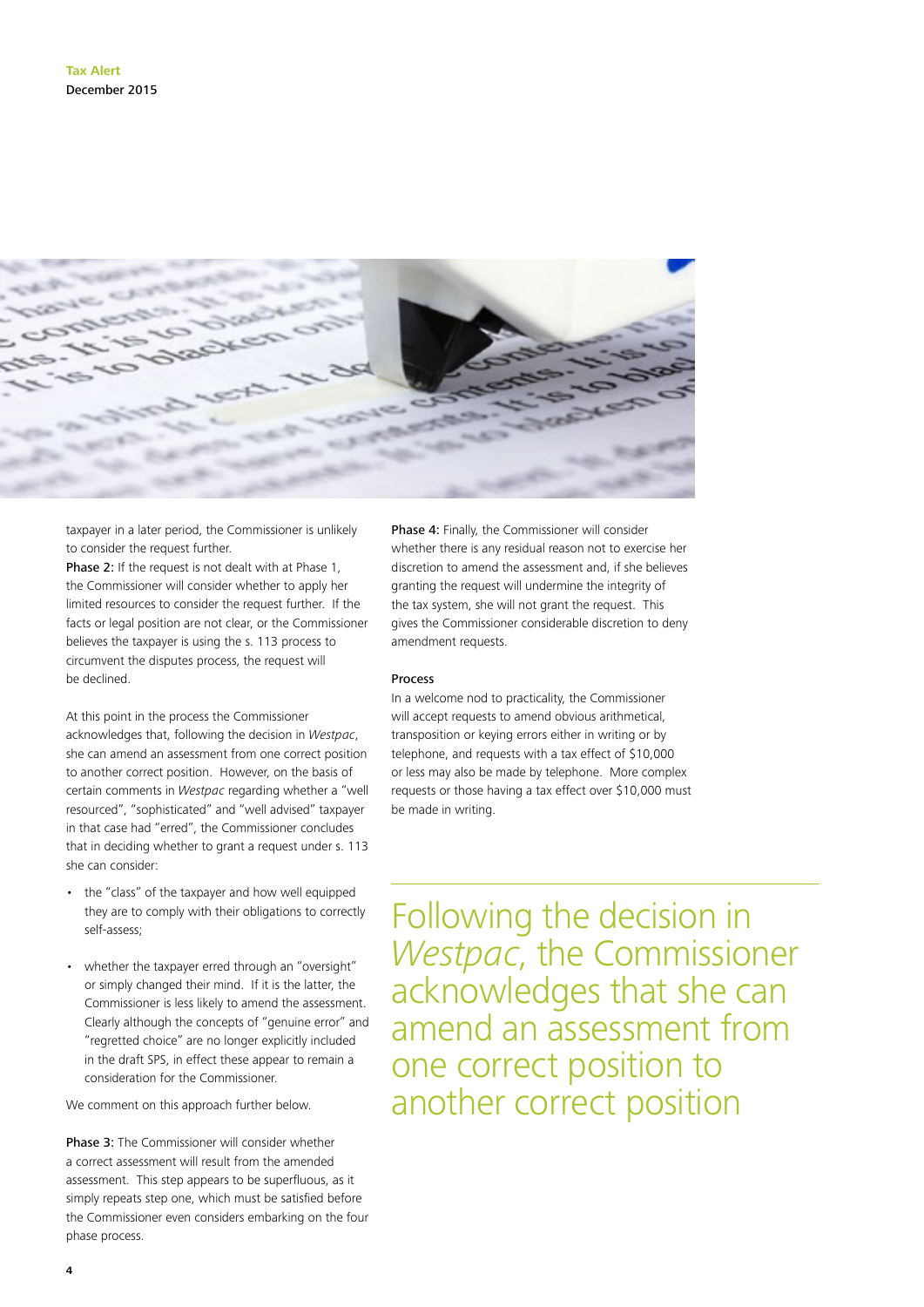taxpayer in a later period, the Commissioner is unlikely to consider the request further.

**Phase 2:** If the request is not dealt with at Phase 1, the Commissioner will consider whether to apply her limited resources to consider the request further. If the facts or legal position are not clear, or the Commissioner believes the taxpayer is using the s. 113 process to circumvent the disputes process, the request will be declined.

At this point in the process the Commissioner acknowledges that, following the decision in *Westpac*, she can amend an assessment from one correct position to another correct position. However, on the basis of certain comments in *Westpac* regarding whether a "well resourced", "sophisticated" and "well advised" taxpayer in that case had "erred", the Commissioner concludes that in deciding whether to grant a request under s. 113 she can consider:

- the "class" of the taxpayer and how well equipped they are to comply with their obligations to correctly self-assess;
- whether the taxpayer erred through an "oversight" or simply changed their mind. If it is the latter, the Commissioner is less likely to amend the assessment. Clearly although the concepts of "genuine error" and "regretted choice" are no longer explicitly included in the draft SPS, in effect these appear to remain a consideration for the Commissioner.

We comment on this approach further below.

**Phase 3:** The Commissioner will consider whether a correct assessment will result from the amended assessment. This step appears to be superfluous, as it simply repeats step one, which must be satisfied before the Commissioner even considers embarking on the four phase process.

**Phase 4:** Finally, the Commissioner will consider whether there is any residual reason not to exercise her discretion to amend the assessment and, if she believes granting the request will undermine the integrity of the tax system, she will not grant the request. This gives the Commissioner considerable discretion to deny amendment requests.

**Process**

In a welcome nod to practicality, the Commissioner will accept requests to amend obvious arithmetical, transposition or keying errors either in writing or by telephone, and requests with a tax effect of $10,000 or less may also be made by telephone. More complex requests or those having a tax effect over $10,000 must be made in writing.

> Following the decision in *Westpac*, the Commissioner acknowledges that she can amend an assessment from one correct position to another correct position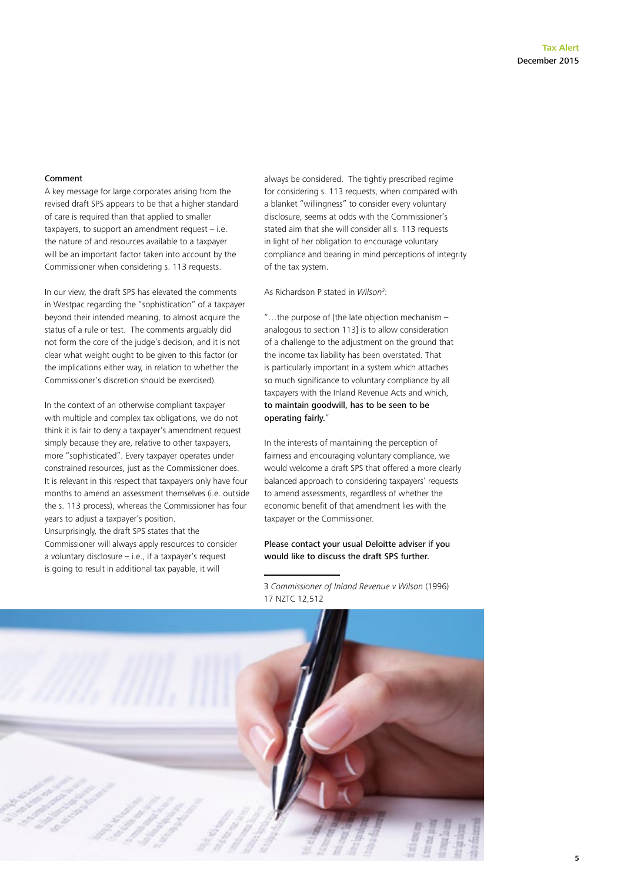### Comment

A key message for large corporates arising from the revised draft SPS appears to be that a higher standard of care is required than that applied to smaller taxpayers, to support an amendment request – i.e. the nature of and resources available to a taxpayer will be an important factor taken into account by the Commissioner when considering s. 113 requests.

In our view, the draft SPS has elevated the comments in Westpac regarding the "sophistication" of a taxpayer beyond their intended meaning, to almost acquire the status of a rule or test. The comments arguably did not form the core of the judge's decision, and it is not clear what weight ought to be given to this factor (or the implications either way, in relation to whether the Commissioner's discretion should be exercised).

In the context of an otherwise compliant taxpayer with multiple and complex tax obligations, we do not think it is fair to deny a taxpayer's amendment request simply because they are, relative to other taxpayers, more "sophisticated". Every taxpayer operates under constrained resources, just as the Commissioner does. It is relevant in this respect that taxpayers only have four months to amend an assessment themselves (i.e. outside the s. 113 process), whereas the Commissioner has four years to adjust a taxpayer's position. Unsurprisingly, the draft SPS states that the Commissioner will always apply resources to consider a voluntary disclosure – i.e., if a taxpayer's request is going to result in additional tax payable, it will always be considered. The tightly prescribed regime for considering s. 113 requests, when compared with a blanket "willingness" to consider every voluntary disclosure, seems at odds with the Commissioner's stated aim that she will consider all s. 113 requests in light of her obligation to encourage voluntary compliance and bearing in mind perceptions of integrity of the tax system.

As Richardson P stated in *Wilson*[3]:

"…the purpose of [the late objection mechanism – analogous to section 113] is to allow consideration of a challenge to the adjustment on the ground that the income tax liability has been overstated. That is particularly important in a system which attaches so much significance to voluntary compliance by all taxpayers with the Inland Revenue Acts and which, **to maintain goodwill, has to be seen to be operating fairly.**"

In the interests of maintaining the perception of fairness and encouraging voluntary compliance, we would welcome a draft SPS that offered a more clearly balanced approach to considering taxpayers' requests to amend assessments, regardless of whether the economic benefit of that amendment lies with the taxpayer or the Commissioner.

**Please contact your usual Deloitte adviser if you would like to discuss the draft SPS further.**

---

3 *Commissioner of Inland Revenue v Wilson* (1996) 17 NZTC 12,512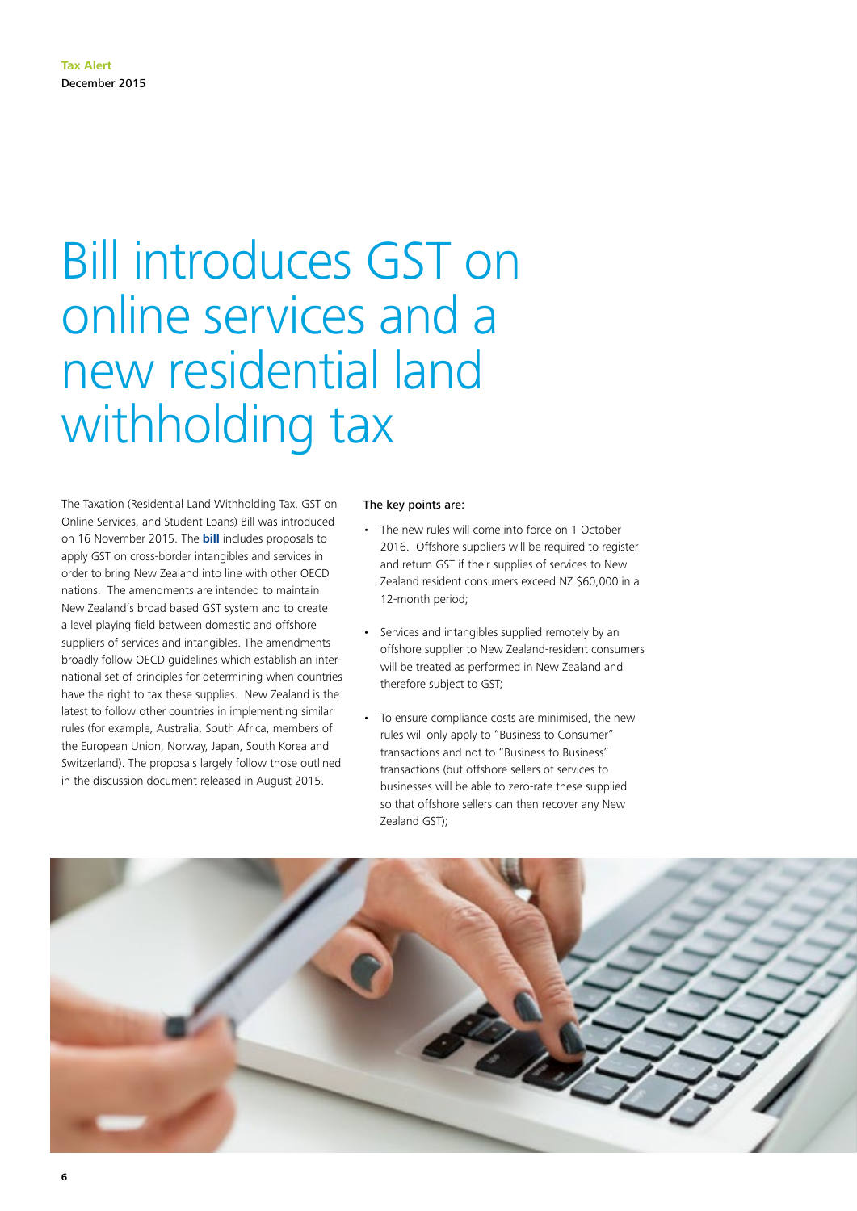# Bill introduces GST on online services and a new residential land withholding tax

The Taxation (Residential Land Withholding Tax, GST on Online Services, and Student Loans) Bill was introduced on 16 November 2015. The **bill** includes proposals to apply GST on cross-border intangibles and services in order to bring New Zealand into line with other OECD nations. The amendments are intended to maintain New Zealand's broad based GST system and to create a level playing field between domestic and offshore suppliers of services and intangibles. The amendments broadly follow OECD guidelines which establish an international set of principles for determining when countries have the right to tax these supplies. New Zealand is the latest to follow other countries in implementing similar rules (for example, Australia, South Africa, members of the European Union, Norway, Japan, South Korea and Switzerland). The proposals largely follow those outlined in the discussion document released in August 2015.

The key points are:

- The new rules will come into force on 1 October 2016. Offshore suppliers will be required to register and return GST if their supplies of services to New Zealand resident consumers exceed NZ $60,000 in a 12-month period;
- Services and intangibles supplied remotely by an offshore supplier to New Zealand-resident consumers will be treated as performed in New Zealand and therefore subject to GST;
- To ensure compliance costs are minimised, the new rules will only apply to "Business to Consumer" transactions and not to "Business to Business" transactions (but offshore sellers of services to businesses will be able to zero-rate these supplied so that offshore sellers can then recover any New Zealand GST);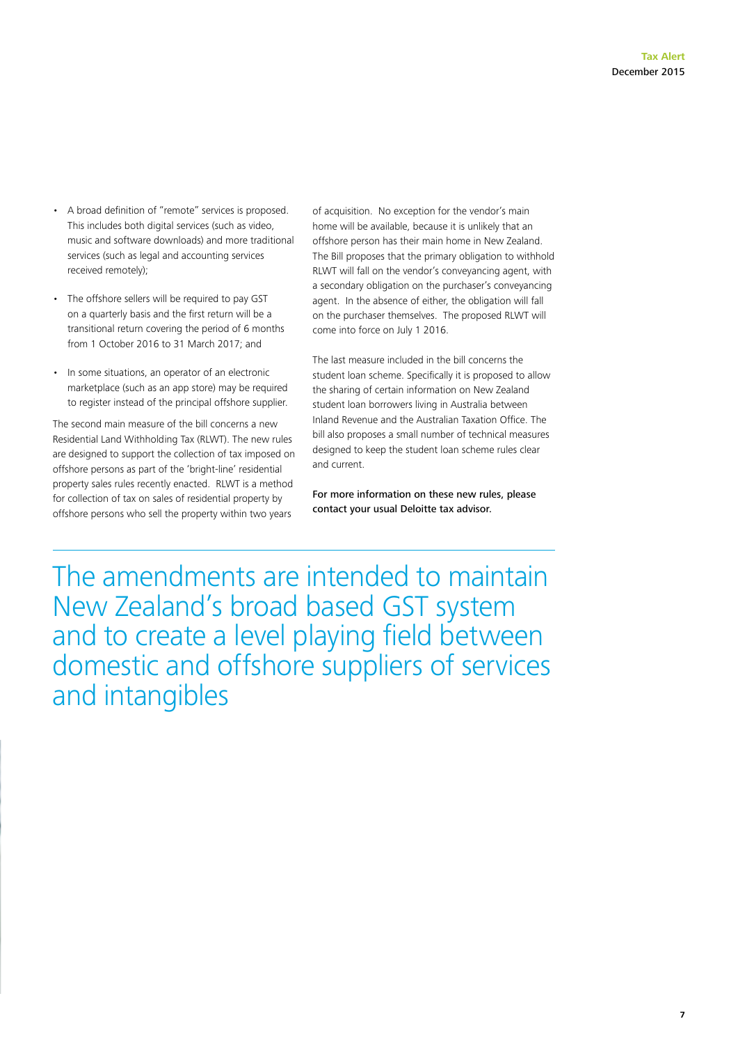- A broad definition of "remote" services is proposed. This includes both digital services (such as video, music and software downloads) and more traditional services (such as legal and accounting services received remotely);

- The offshore sellers will be required to pay GST on a quarterly basis and the first return will be a transitional return covering the period of 6 months from 1 October 2016 to 31 March 2017; and

- In some situations, an operator of an electronic marketplace (such as an app store) may be required to register instead of the principal offshore supplier.

The second main measure of the bill concerns a new Residential Land Withholding Tax (RLWT). The new rules are designed to support the collection of tax imposed on offshore persons as part of the 'bright-line' residential property sales rules recently enacted. RLWT is a method for collection of tax on sales of residential property by offshore persons who sell the property within two years of acquisition. No exception for the vendor's main home will be available, because it is unlikely that an offshore person has their main home in New Zealand. The Bill proposes that the primary obligation to withhold RLWT will fall on the vendor's conveyancing agent, with a secondary obligation on the purchaser's conveyancing agent. In the absence of either, the obligation will fall on the purchaser themselves. The proposed RLWT will come into force on July 1 2016.

The last measure included in the bill concerns the student loan scheme. Specifically it is proposed to allow the sharing of certain information on New Zealand student loan borrowers living in Australia between Inland Revenue and the Australian Taxation Office. The bill also proposes a small number of technical measures designed to keep the student loan scheme rules clear and current.

For more information on these new rules, please contact your usual Deloitte tax advisor.

---

The amendments are intended to maintain New Zealand's broad based GST system and to create a level playing field between domestic and offshore suppliers of services and intangibles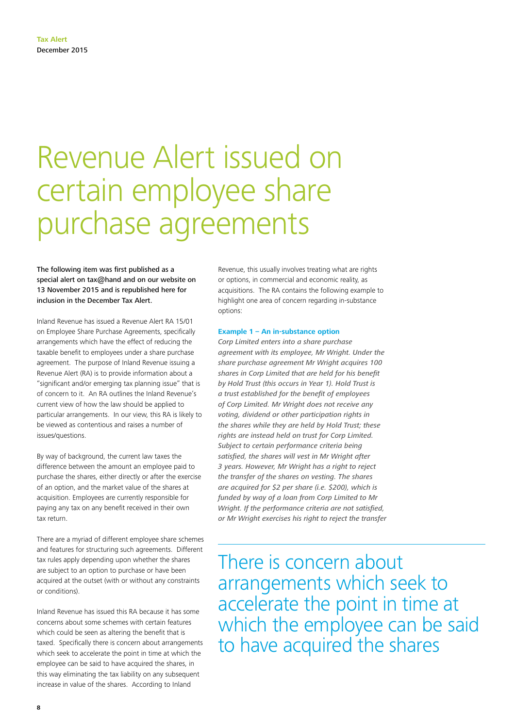# Revenue Alert issued on certain employee share purchase agreements

**The following item was first published as a special alert on tax@hand and on our website on 13 November 2015 and is republished here for inclusion in the December Tax Alert.**

Inland Revenue has issued a Revenue Alert RA 15/01 on Employee Share Purchase Agreements, specifically arrangements which have the effect of reducing the taxable benefit to employees under a share purchase agreement. The purpose of Inland Revenue issuing a Revenue Alert (RA) is to provide information about a "significant and/or emerging tax planning issue" that is of concern to it. An RA outlines the Inland Revenue's current view of how the law should be applied to particular arrangements. In our view, this RA is likely to be viewed as contentious and raises a number of issues/questions.

By way of background, the current law taxes the difference between the amount an employee paid to purchase the shares, either directly or after the exercise of an option, and the market value of the shares at acquisition. Employees are currently responsible for paying any tax on any benefit received in their own tax return.

There are a myriad of different employee share schemes and features for structuring such agreements. Different tax rules apply depending upon whether the shares are subject to an option to purchase or have been acquired at the outset (with or without any constraints or conditions).

Inland Revenue has issued this RA because it has some concerns about some schemes with certain features which could be seen as altering the benefit that is taxed. Specifically there is concern about arrangements which seek to accelerate the point in time at which the employee can be said to have acquired the shares, in this way eliminating the tax liability on any subsequent increase in value of the shares. According to Inland Revenue, this usually involves treating what are rights or options, in commercial and economic reality, as acquisitions. The RA contains the following example to highlight one area of concern regarding in-substance options:

**Example 1 – An in-substance option**

*Corp Limited enters into a share purchase agreement with its employee, Mr Wright. Under the share purchase agreement Mr Wright acquires 100 shares in Corp Limited that are held for his benefit by Hold Trust (this occurs in Year 1). Hold Trust is a trust established for the benefit of employees of Corp Limited. Mr Wright does not receive any voting, dividend or other participation rights in the shares while they are held by Hold Trust; these rights are instead held on trust for Corp Limited. Subject to certain performance criteria being satisfied, the shares will vest in Mr Wright after 3 years. However, Mr Wright has a right to reject the transfer of the shares on vesting. The shares are acquired for $2 per share (i.e. $200), which is funded by way of a loan from Corp Limited to Mr Wright. If the performance criteria are not satisfied, or Mr Wright exercises his right to reject the transfer*

> There is concern about arrangements which seek to accelerate the point in time at which the employee can be said to have acquired the shares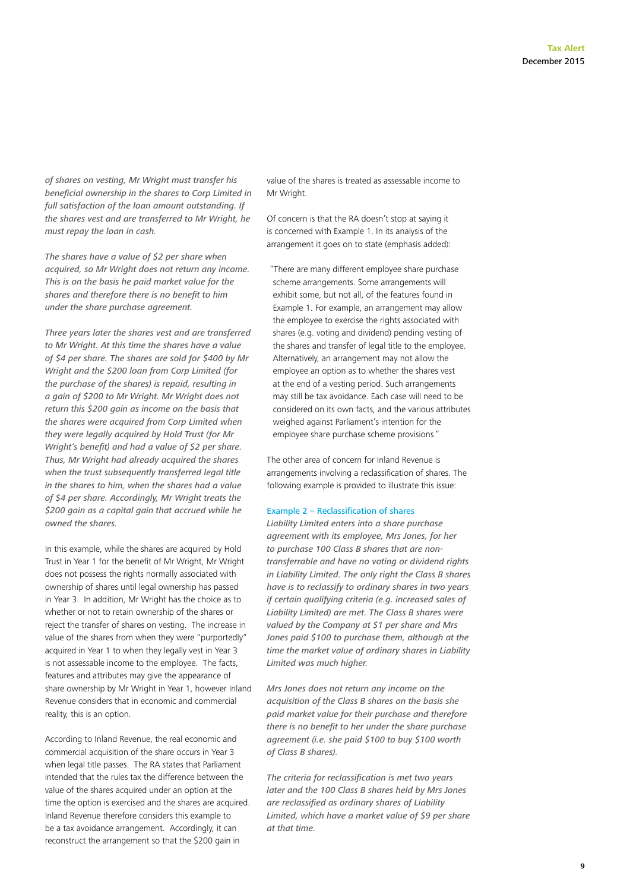*of shares on vesting, Mr Wright must transfer his beneficial ownership in the shares to Corp Limited in full satisfaction of the loan amount outstanding. If the shares vest and are transferred to Mr Wright, he must repay the loan in cash.*

*The shares have a value of $2 per share when acquired, so Mr Wright does not return any income. This is on the basis he paid market value for the shares and therefore there is no benefit to him under the share purchase agreement.*

*Three years later the shares vest and are transferred to Mr Wright. At this time the shares have a value of $4 per share. The shares are sold for $400 by Mr Wright and the $200 loan from Corp Limited (for the purchase of the shares) is repaid, resulting in a gain of $200 to Mr Wright. Mr Wright does not return this $200 gain as income on the basis that the shares were acquired from Corp Limited when they were legally acquired by Hold Trust (for Mr Wright's benefit) and had a value of $2 per share. Thus, Mr Wright had already acquired the shares when the trust subsequently transferred legal title in the shares to him, when the shares had a value of $4 per share. Accordingly, Mr Wright treats the $200 gain as a capital gain that accrued while he owned the shares.*

In this example, while the shares are acquired by Hold Trust in Year 1 for the benefit of Mr Wright, Mr Wright does not possess the rights normally associated with ownership of shares until legal ownership has passed in Year 3. In addition, Mr Wright has the choice as to whether or not to retain ownership of the shares or reject the transfer of shares on vesting. The increase in value of the shares from when they were "purportedly" acquired in Year 1 to when they legally vest in Year 3 is not assessable income to the employee. The facts, features and attributes may give the appearance of share ownership by Mr Wright in Year 1, however Inland Revenue considers that in economic and commercial reality, this is an option.

According to Inland Revenue, the real economic and commercial acquisition of the share occurs in Year 3 when legal title passes. The RA states that Parliament intended that the rules tax the difference between the value of the shares acquired under an option at the time the option is exercised and the shares are acquired. Inland Revenue therefore considers this example to be a tax avoidance arrangement. Accordingly, it can reconstruct the arrangement so that the $200 gain in value of the shares is treated as assessable income to Mr Wright.

Of concern is that the RA doesn't stop at saying it is concerned with Example 1. In its analysis of the arrangement it goes on to state (emphasis added):

> "There are many different employee share purchase scheme arrangements. Some arrangements will exhibit some, but not all, of the features found in Example 1. For example, an arrangement may allow the employee to exercise the rights associated with shares (e.g. voting and dividend) pending vesting of the shares and transfer of legal title to the employee. Alternatively, an arrangement may not allow the employee an option as to whether the shares vest at the end of a vesting period. Such arrangements may still be tax avoidance. Each case will need to be considered on its own facts, and the various attributes weighed against Parliament's intention for the employee share purchase scheme provisions."

The other area of concern for Inland Revenue is arrangements involving a reclassification of shares. The following example is provided to illustrate this issue:

#### Example 2 – Reclassification of shares

*Liability Limited enters into a share purchase agreement with its employee, Mrs Jones, for her to purchase 100 Class B shares that are non-transferrable and have no voting or dividend rights in Liability Limited. The only right the Class B shares have is to reclassify to ordinary shares in two years if certain qualifying criteria (e.g. increased sales of Liability Limited) are met. The Class B shares were valued by the Company at $1 per share and Mrs Jones paid $100 to purchase them, although at the time the market value of ordinary shares in Liability Limited was much higher.*

*Mrs Jones does not return any income on the acquisition of the Class B shares on the basis she paid market value for their purchase and therefore there is no benefit to her under the share purchase agreement (i.e. she paid $100 to buy $100 worth of Class B shares).*

*The criteria for reclassification is met two years later and the 100 Class B shares held by Mrs Jones are reclassified as ordinary shares of Liability Limited, which have a market value of $9 per share at that time.*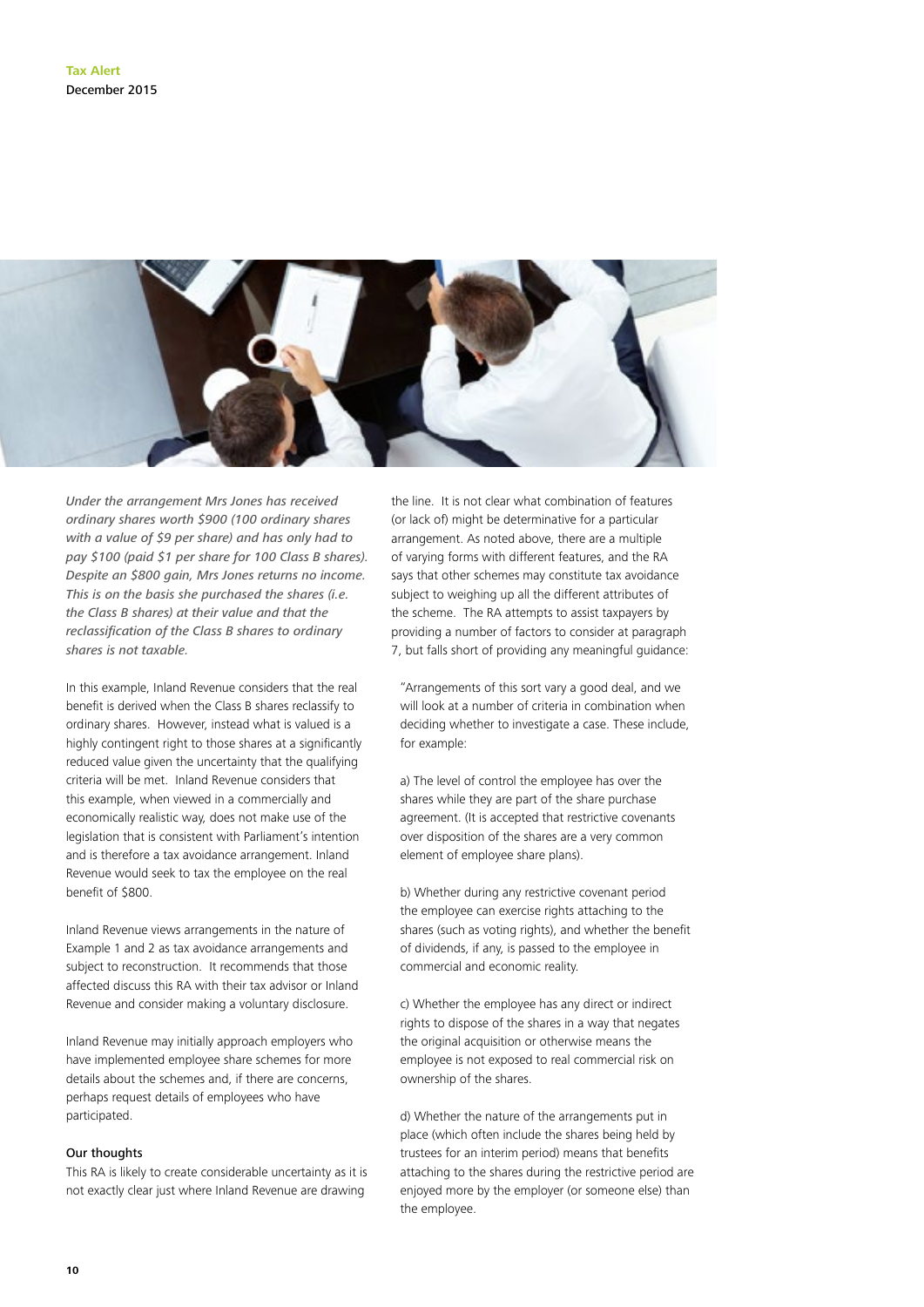*Under the arrangement Mrs Jones has received ordinary shares worth $900 (100 ordinary shares with a value of $9 per share) and has only had to pay $100 (paid $1 per share for 100 Class B shares). Despite an $800 gain, Mrs Jones returns no income. This is on the basis she purchased the shares (i.e. the Class B shares) at their value and that the reclassification of the Class B shares to ordinary shares is not taxable.*

In this example, Inland Revenue considers that the real benefit is derived when the Class B shares reclassify to ordinary shares. However, instead what is valued is a highly contingent right to those shares at a significantly reduced value given the uncertainty that the qualifying criteria will be met. Inland Revenue considers that this example, when viewed in a commercially and economically realistic way, does not make use of the legislation that is consistent with Parliament's intention and is therefore a tax avoidance arrangement. Inland Revenue would seek to tax the employee on the real benefit of $800.

Inland Revenue views arrangements in the nature of Example 1 and 2 as tax avoidance arrangements and subject to reconstruction. It recommends that those affected discuss this RA with their tax advisor or Inland Revenue and consider making a voluntary disclosure.

Inland Revenue may initially approach employers who have implemented employee share schemes for more details about the schemes and, if there are concerns, perhaps request details of employees who have participated.

### Our thoughts

This RA is likely to create considerable uncertainty as it is not exactly clear just where Inland Revenue are drawing the line. It is not clear what combination of features (or lack of) might be determinative for a particular arrangement. As noted above, there are a multiple of varying forms with different features, and the RA says that other schemes may constitute tax avoidance subject to weighing up all the different attributes of the scheme. The RA attempts to assist taxpayers by providing a number of factors to consider at paragraph 7, but falls short of providing any meaningful guidance:

> "Arrangements of this sort vary a good deal, and we will look at a number of criteria in combination when deciding whether to investigate a case. These include, for example:
>
> a) The level of control the employee has over the shares while they are part of the share purchase agreement. (It is accepted that restrictive covenants over disposition of the shares are a very common element of employee share plans).
>
> b) Whether during any restrictive covenant period the employee can exercise rights attaching to the shares (such as voting rights), and whether the benefit of dividends, if any, is passed to the employee in commercial and economic reality.
>
> c) Whether the employee has any direct or indirect rights to dispose of the shares in a way that negates the original acquisition or otherwise means the employee is not exposed to real commercial risk on ownership of the shares.
>
> d) Whether the nature of the arrangements put in place (which often include the shares being held by trustees for an interim period) means that benefits attaching to the shares during the restrictive period are enjoyed more by the employer (or someone else) than the employee.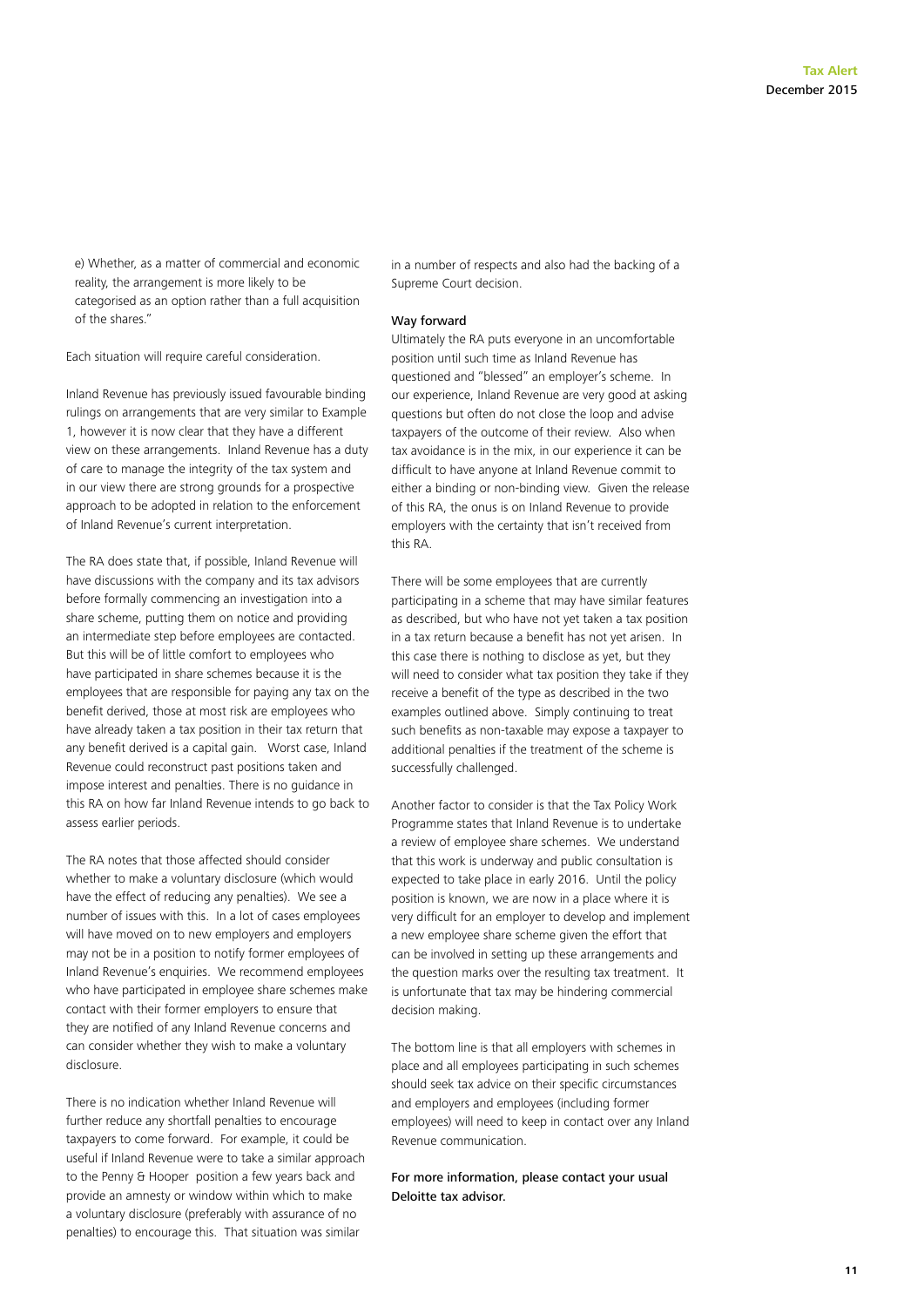e) Whether, as a matter of commercial and economic reality, the arrangement is more likely to be categorised as an option rather than a full acquisition of the shares."

Each situation will require careful consideration.

Inland Revenue has previously issued favourable binding rulings on arrangements that are very similar to Example 1, however it is now clear that they have a different view on these arrangements. Inland Revenue has a duty of care to manage the integrity of the tax system and in our view there are strong grounds for a prospective approach to be adopted in relation to the enforcement of Inland Revenue's current interpretation.

The RA does state that, if possible, Inland Revenue will have discussions with the company and its tax advisors before formally commencing an investigation into a share scheme, putting them on notice and providing an intermediate step before employees are contacted. But this will be of little comfort to employees who have participated in share schemes because it is the employees that are responsible for paying any tax on the benefit derived, those at most risk are employees who have already taken a tax position in their tax return that any benefit derived is a capital gain. Worst case, Inland Revenue could reconstruct past positions taken and impose interest and penalties. There is no guidance in this RA on how far Inland Revenue intends to go back to assess earlier periods.

The RA notes that those affected should consider whether to make a voluntary disclosure (which would have the effect of reducing any penalties). We see a number of issues with this. In a lot of cases employees will have moved on to new employers and employers may not be in a position to notify former employees of Inland Revenue's enquiries. We recommend employees who have participated in employee share schemes make contact with their former employers to ensure that they are notified of any Inland Revenue concerns and can consider whether they wish to make a voluntary disclosure.

There is no indication whether Inland Revenue will further reduce any shortfall penalties to encourage taxpayers to come forward. For example, it could be useful if Inland Revenue were to take a similar approach to the Penny & Hooper position a few years back and provide an amnesty or window within which to make a voluntary disclosure (preferably with assurance of no penalties) to encourage this. That situation was similar in a number of respects and also had the backing of a Supreme Court decision.

## Way forward

Ultimately the RA puts everyone in an uncomfortable position until such time as Inland Revenue has questioned and "blessed" an employer's scheme. In our experience, Inland Revenue are very good at asking questions but often do not close the loop and advise taxpayers of the outcome of their review. Also when tax avoidance is in the mix, in our experience it can be difficult to have anyone at Inland Revenue commit to either a binding or non-binding view. Given the release of this RA, the onus is on Inland Revenue to provide employers with the certainty that isn't received from this RA.

There will be some employees that are currently participating in a scheme that may have similar features as described, but who have not yet taken a tax position in a tax return because a benefit has not yet arisen. In this case there is nothing to disclose as yet, but they will need to consider what tax position they take if they receive a benefit of the type as described in the two examples outlined above. Simply continuing to treat such benefits as non-taxable may expose a taxpayer to additional penalties if the treatment of the scheme is successfully challenged.

Another factor to consider is that the Tax Policy Work Programme states that Inland Revenue is to undertake a review of employee share schemes. We understand that this work is underway and public consultation is expected to take place in early 2016. Until the policy position is known, we are now in a place where it is very difficult for an employer to develop and implement a new employee share scheme given the effort that can be involved in setting up these arrangements and the question marks over the resulting tax treatment. It is unfortunate that tax may be hindering commercial decision making.

The bottom line is that all employers with schemes in place and all employees participating in such schemes should seek tax advice on their specific circumstances and employers and employees (including former employees) will need to keep in contact over any Inland Revenue communication.

**For more information, please contact your usual Deloitte tax advisor.**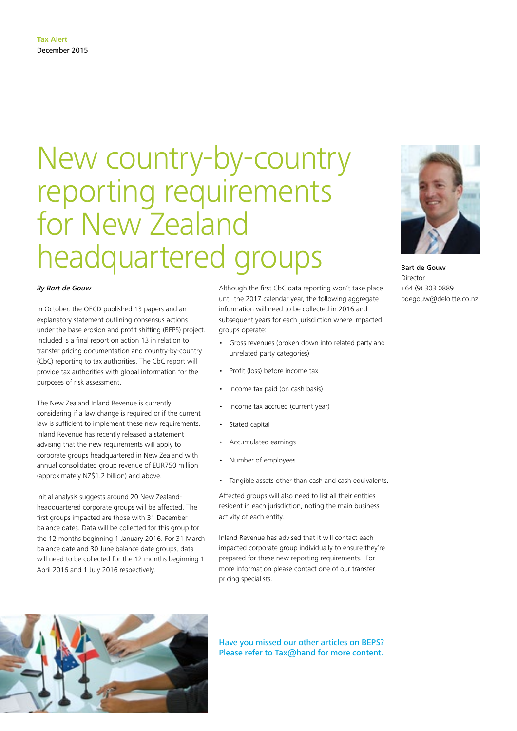# New country-by-country reporting requirements for New Zealand headquartered groups

*By Bart de Gouw*

In October, the OECD published 13 papers and an explanatory statement outlining consensus actions under the base erosion and profit shifting (BEPS) project. Included is a final report on action 13 in relation to transfer pricing documentation and country-by-country (CbC) reporting to tax authorities. The CbC report will provide tax authorities with global information for the purposes of risk assessment.

The New Zealand Inland Revenue is currently considering if a law change is required or if the current law is sufficient to implement these new requirements. Inland Revenue has recently released a statement advising that the new requirements will apply to corporate groups headquartered in New Zealand with annual consolidated group revenue of EUR750 million (approximately NZ$1.2 billion) and above.

Initial analysis suggests around 20 New Zealand-headquartered corporate groups will be affected. The first groups impacted are those with 31 December balance dates. Data will be collected for this group for the 12 months beginning 1 January 2016. For 31 March balance date and 30 June balance date groups, data will need to be collected for the 12 months beginning 1 April 2016 and 1 July 2016 respectively.

Although the first CbC data reporting won't take place until the 2017 calendar year, the following aggregate information will need to be collected in 2016 and subsequent years for each jurisdiction where impacted groups operate:

- Gross revenues (broken down into related party and unrelated party categories)
- Profit (loss) before income tax
- Income tax paid (on cash basis)
- Income tax accrued (current year)
- Stated capital
- Accumulated earnings
- Number of employees
- Tangible assets other than cash and cash equivalents.

Affected groups will also need to list all their entities resident in each jurisdiction, noting the main business activity of each entity.

Inland Revenue has advised that it will contact each impacted corporate group individually to ensure they're prepared for these new reporting requirements. For more information please contact one of our transfer pricing specialists.

**Bart de Gouw**
Director
+64 (9) 303 0889
bdegouw@deloitte.co.nz

Have you missed our other articles on BEPS? Please refer to Tax@hand for more content.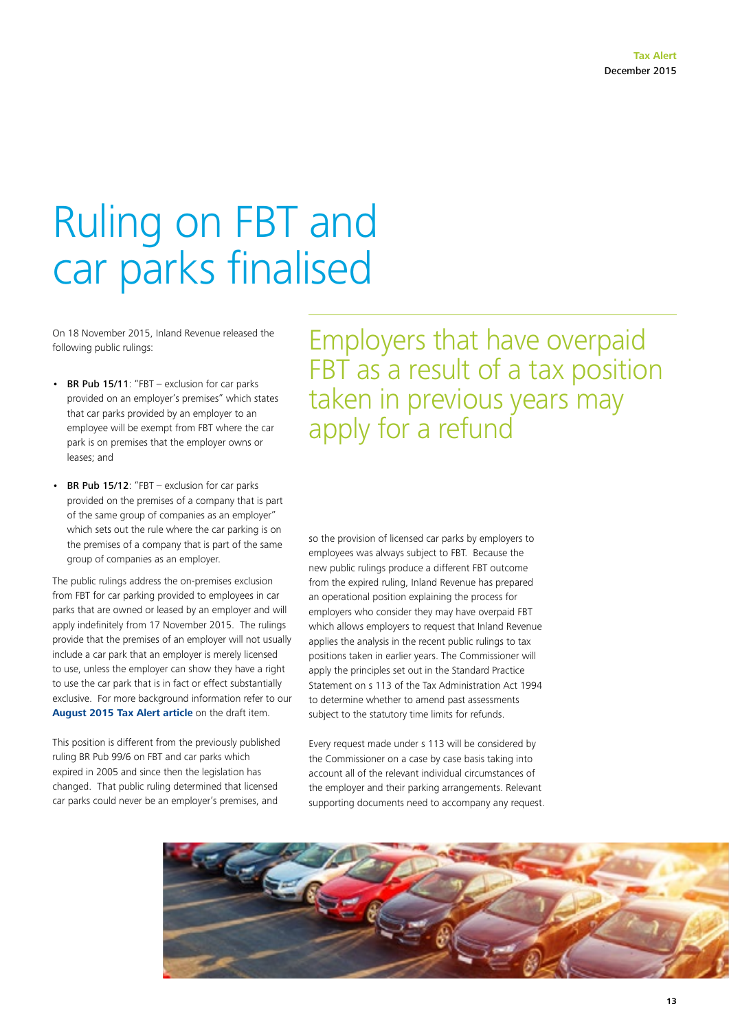# Ruling on FBT and car parks finalised

On 18 November 2015, Inland Revenue released the following public rulings:

- **BR Pub 15/11**: "FBT – exclusion for car parks provided on an employer's premises" which states that car parks provided by an employer to an employee will be exempt from FBT where the car park is on premises that the employer owns or leases; and
- **BR Pub 15/12**: "FBT – exclusion for car parks provided on the premises of a company that is part of the same group of companies as an employer" which sets out the rule where the car parking is on the premises of a company that is part of the same group of companies as an employer.

The public rulings address the on-premises exclusion from FBT for car parking provided to employees in car parks that are owned or leased by an employer and will apply indefinitely from 17 November 2015. The rulings provide that the premises of an employer will not usually include a car park that an employer is merely licensed to use, unless the employer can show they have a right to use the car park that is in fact or effect substantially exclusive. For more background information refer to our **August 2015 Tax Alert article** on the draft item.

This position is different from the previously published ruling BR Pub 99/6 on FBT and car parks which expired in 2005 and since then the legislation has changed. That public ruling determined that licensed car parks could never be an employer's premises, and so the provision of licensed car parks by employers to employees was always subject to FBT. Because the new public rulings produce a different FBT outcome from the expired ruling, Inland Revenue has prepared an operational position explaining the process for employers who consider they may have overpaid FBT which allows employers to request that Inland Revenue applies the analysis in the recent public rulings to tax positions taken in earlier years. The Commissioner will apply the principles set out in the Standard Practice Statement on s 113 of the Tax Administration Act 1994 to determine whether to amend past assessments subject to the statutory time limits for refunds.

> Employers that have overpaid FBT as a result of a tax position taken in previous years may apply for a refund

Every request made under s 113 will be considered by the Commissioner on a case by case basis taking into account all of the relevant individual circumstances of the employer and their parking arrangements. Relevant supporting documents need to accompany any request.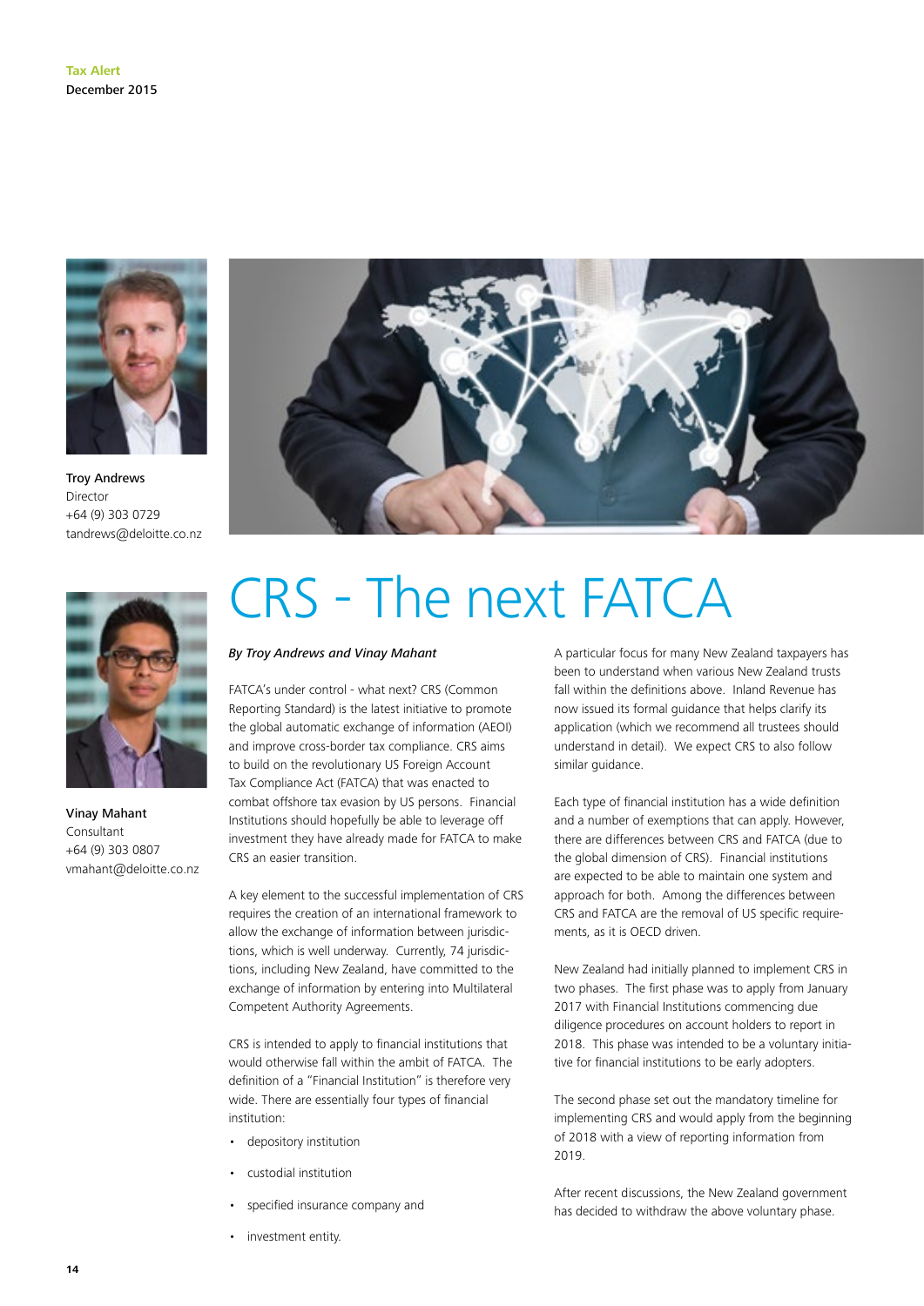Tax Alert
December 2015

**Troy Andrews**
Director
+64 (9) 303 0729
tandrews@deloitte.co.nz

**Vinay Mahant**
Consultant
+64 (9) 303 0807
vmahant@deloitte.co.nz

# CRS - The next FATCA

***By Troy Andrews and Vinay Mahant***

FATCA's under control - what next? CRS (Common Reporting Standard) is the latest initiative to promote the global automatic exchange of information (AEOI) and improve cross-border tax compliance. CRS aims to build on the revolutionary US Foreign Account Tax Compliance Act (FATCA) that was enacted to combat offshore tax evasion by US persons. Financial Institutions should hopefully be able to leverage off investment they have already made for FATCA to make CRS an easier transition.

A key element to the successful implementation of CRS requires the creation of an international framework to allow the exchange of information between jurisdictions, which is well underway. Currently, 74 jurisdictions, including New Zealand, have committed to the exchange of information by entering into Multilateral Competent Authority Agreements.

CRS is intended to apply to financial institutions that would otherwise fall within the ambit of FATCA. The definition of a "Financial Institution" is therefore very wide. There are essentially four types of financial institution:

- depository institution
- custodial institution
- specified insurance company and
- investment entity.

A particular focus for many New Zealand taxpayers has been to understand when various New Zealand trusts fall within the definitions above. Inland Revenue has now issued its formal guidance that helps clarify its application (which we recommend all trustees should understand in detail). We expect CRS to also follow similar guidance.

Each type of financial institution has a wide definition and a number of exemptions that can apply. However, there are differences between CRS and FATCA (due to the global dimension of CRS). Financial institutions are expected to be able to maintain one system and approach for both. Among the differences between CRS and FATCA are the removal of US specific requirements, as it is OECD driven.

New Zealand had initially planned to implement CRS in two phases. The first phase was to apply from January 2017 with Financial Institutions commencing due diligence procedures on account holders to report in 2018. This phase was intended to be a voluntary initiative for financial institutions to be early adopters.

The second phase set out the mandatory timeline for implementing CRS and would apply from the beginning of 2018 with a view of reporting information from 2019.

After recent discussions, the New Zealand government has decided to withdraw the above voluntary phase.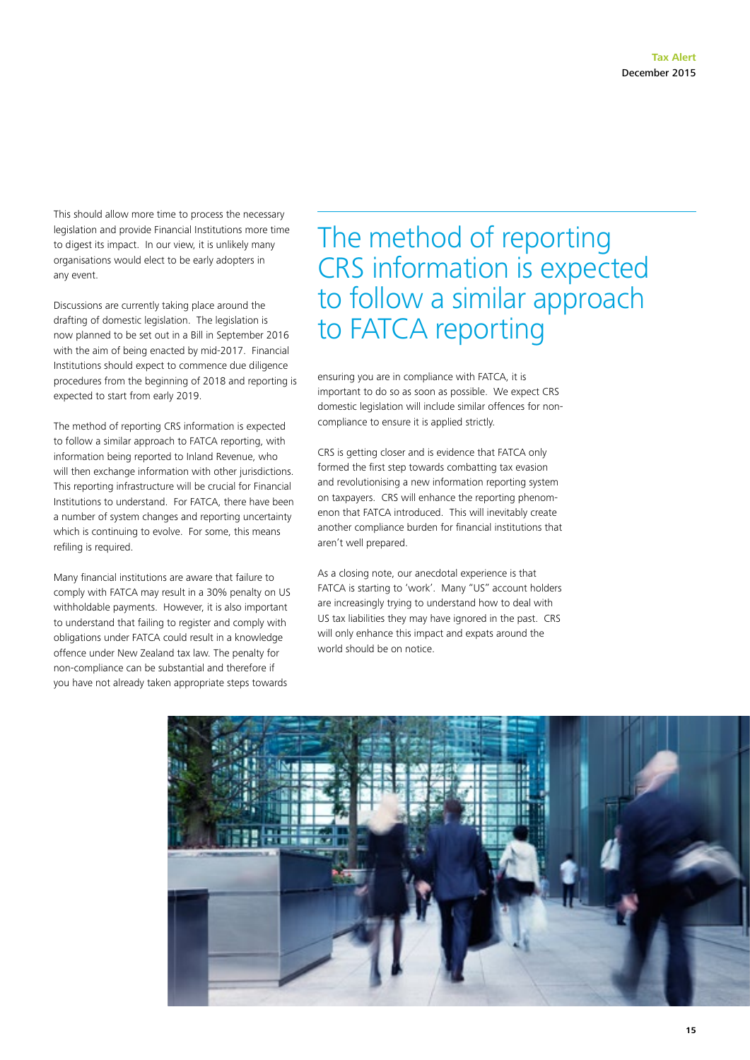This should allow more time to process the necessary legislation and provide Financial Institutions more time to digest its impact. In our view, it is unlikely many organisations would elect to be early adopters in any event.

Discussions are currently taking place around the drafting of domestic legislation. The legislation is now planned to be set out in a Bill in September 2016 with the aim of being enacted by mid-2017. Financial Institutions should expect to commence due diligence procedures from the beginning of 2018 and reporting is expected to start from early 2019.

The method of reporting CRS information is expected to follow a similar approach to FATCA reporting, with information being reported to Inland Revenue, who will then exchange information with other jurisdictions. This reporting infrastructure will be crucial for Financial Institutions to understand. For FATCA, there have been a number of system changes and reporting uncertainty which is continuing to evolve. For some, this means refiling is required.

Many financial institutions are aware that failure to comply with FATCA may result in a 30% penalty on US withholdable payments. However, it is also important to understand that failing to register and comply with obligations under FATCA could result in a knowledge offence under New Zealand tax law. The penalty for non-compliance can be substantial and therefore if you have not already taken appropriate steps towards ensuring you are in compliance with FATCA, it is important to do so as soon as possible. We expect CRS domestic legislation will include similar offences for non-compliance to ensure it is applied strictly.

## The method of reporting CRS information is expected to follow a similar approach to FATCA reporting

CRS is getting closer and is evidence that FATCA only formed the first step towards combatting tax evasion and revolutionising a new information reporting system on taxpayers. CRS will enhance the reporting phenomenon that FATCA introduced. This will inevitably create another compliance burden for financial institutions that aren't well prepared.

As a closing note, our anecdotal experience is that FATCA is starting to 'work'. Many "US" account holders are increasingly trying to understand how to deal with US tax liabilities they may have ignored in the past. CRS will only enhance this impact and expats around the world should be on notice.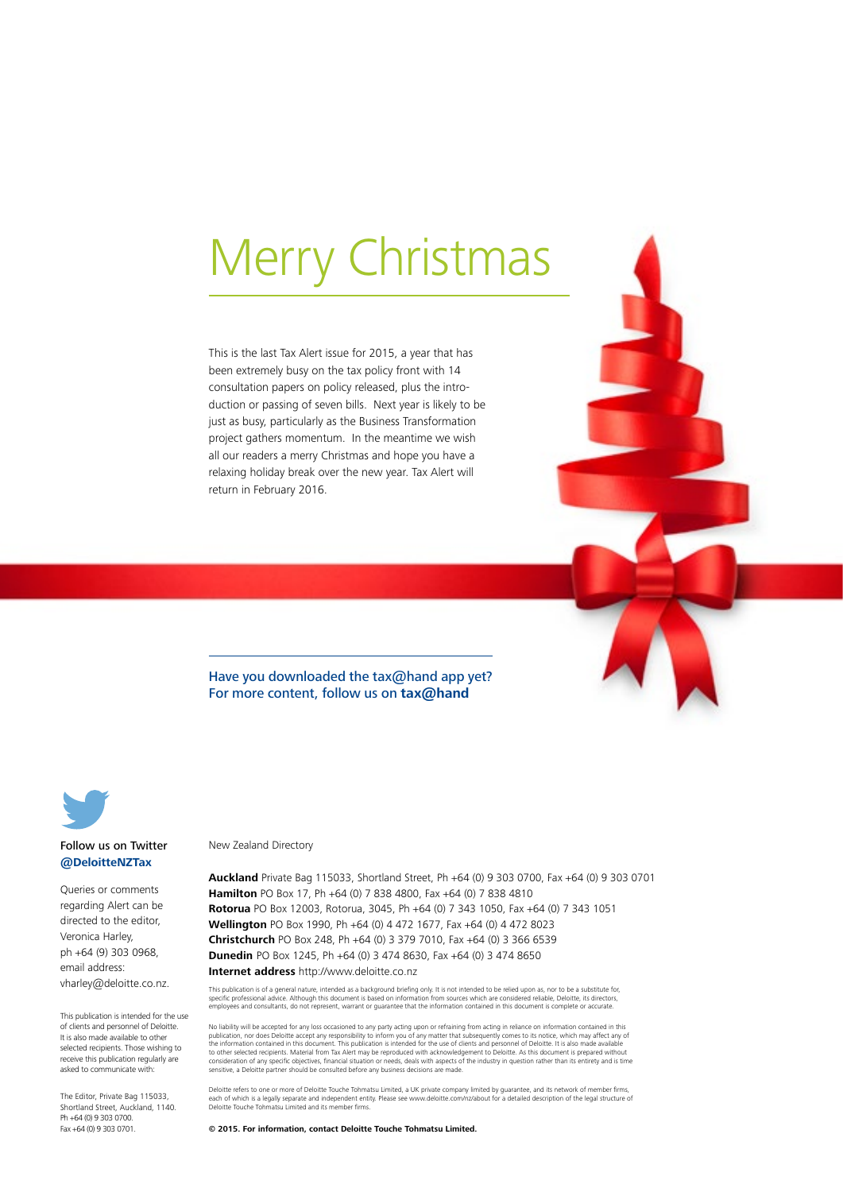# Merry Christmas

This is the last Tax Alert issue for 2015, a year that has been extremely busy on the tax policy front with 14 consultation papers on policy released, plus the introduction or passing of seven bills. Next year is likely to be just as busy, particularly as the Business Transformation project gathers momentum. In the meantime we wish all our readers a merry Christmas and hope you have a relaxing holiday break over the new year. Tax Alert will return in February 2016.

Have you downloaded the tax@hand app yet?
For more content, follow us on **tax@hand**

Follow us on Twitter
**@DeloitteNZTax**

Queries or comments regarding Alert can be directed to the editor, Veronica Harley, ph +64 (9) 303 0968, email address: vharley@deloitte.co.nz.

This publication is intended for the use of clients and personnel of Deloitte. It is also made available to other selected recipients. Those wishing to receive this publication regularly are asked to communicate with:

The Editor, Private Bag 115033, Shortland Street, Auckland, 1140.
Ph +64 (0) 9 303 0700.
Fax +64 (0) 9 303 0701.

New Zealand Directory

**Auckland** Private Bag 115033, Shortland Street, Ph +64 (0) 9 303 0700, Fax +64 (0) 9 303 0701
**Hamilton** PO Box 17, Ph +64 (0) 7 838 4800, Fax +64 (0) 7 838 4810
**Rotorua** PO Box 12003, Rotorua, 3045, Ph +64 (0) 7 343 1050, Fax +64 (0) 7 343 1051
**Wellington** PO Box 1990, Ph +64 (0) 4 472 1677, Fax +64 (0) 4 472 8023
**Christchurch** PO Box 248, Ph +64 (0) 3 379 7010, Fax +64 (0) 3 366 6539
**Dunedin** PO Box 1245, Ph +64 (0) 3 474 8630, Fax +64 (0) 3 474 8650
**Internet address** http://www.deloitte.co.nz

This publication is of a general nature, intended as a background briefing only. It is not intended to be relied upon as, nor to be a substitute for, specific professional advice. Although this document is based on information from sources which are considered reliable, Deloitte, its directors, employees and consultants, do not represent, warrant or guarantee that the information contained in this document is complete or accurate.

No liability will be accepted for any loss occasioned to any party acting upon or refraining from acting in reliance on information contained in this publication, nor does Deloitte accept any responsibility to inform you of any matter that subsequently comes to its notice, which may affect any of the information contained in this document. This publication is intended for the use of clients and personnel of Deloitte. It is also made available to other selected recipients. Material from Tax Alert may be reproduced with acknowledgement to Deloitte. As this document is prepared without consideration of any specific objectives, financial situation or needs, deals with aspects of the industry in question rather than its entirety and is time sensitive, a Deloitte partner should be consulted before any business decisions are made.

Deloitte refers to one or more of Deloitte Touche Tohmatsu Limited, a UK private company limited by guarantee, and its network of member firms, each of which is a legally separate and independent entity. Please see www.deloitte.com/nz/about for a detailed description of the legal structure of Deloitte Touche Tohmatsu Limited and its member firms.

**© 2015. For information, contact Deloitte Touche Tohmatsu Limited.**